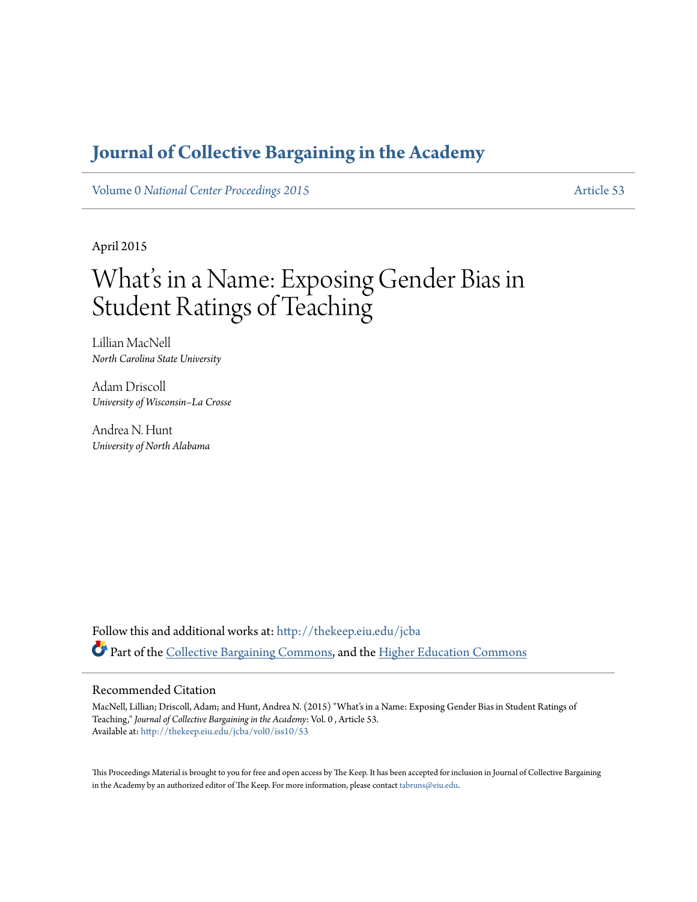# Journal of Collective Bargaining in the Academy

Volume 0 *National Center Proceedings 2015* | Article 53

April 2015

# What's in a Name: Exposing Gender Bias in Student Ratings of Teaching

Lillian MacNell
*North Carolina State University*

Adam Driscoll
*University of Wisconsin–La Crosse*

Andrea N. Hunt
*University of North Alabama*

Follow this and additional works at: http://thekeep.eiu.edu/jcba

Part of the Collective Bargaining Commons, and the Higher Education Commons

## Recommended Citation

MacNell, Lillian; Driscoll, Adam; and Hunt, Andrea N. (2015) "What's in a Name: Exposing Gender Bias in Student Ratings of Teaching," *Journal of Collective Bargaining in the Academy*: Vol. 0 , Article 53.
Available at: http://thekeep.eiu.edu/jcba/vol0/iss10/53

This Proceedings Material is brought to you for free and open access by The Keep. It has been accepted for inclusion in Journal of Collective Bargaining in the Academy by an authorized editor of The Keep. For more information, please contact tabruns@eiu.edu.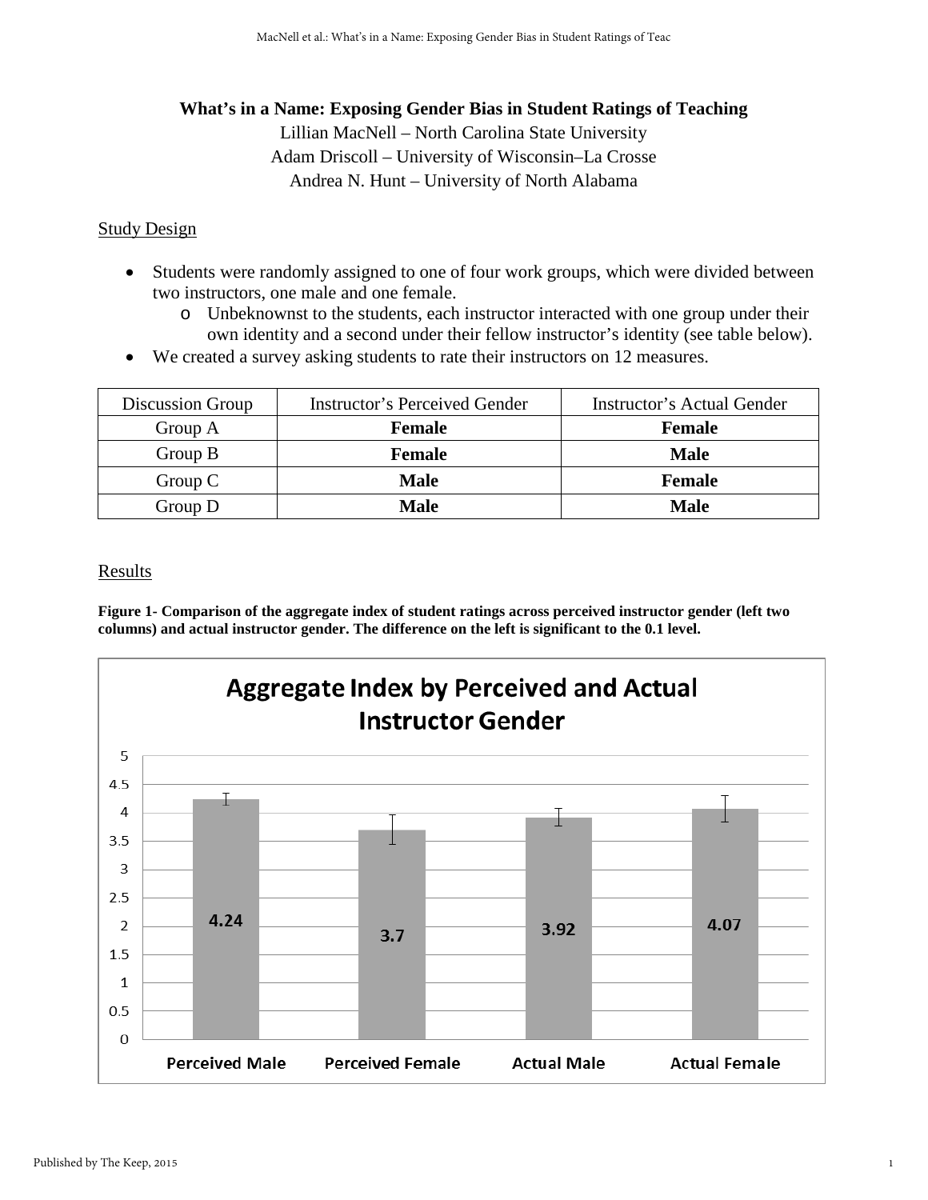# What's in a Name: Exposing Gender Bias in Student Ratings of Teaching

Lillian MacNell – North Carolina State University
Adam Driscoll – University of Wisconsin–La Crosse
Andrea N. Hunt – University of North Alabama

## Study Design

- Students were randomly assigned to one of four work groups, which were divided between two instructors, one male and one female.
  - Unbeknownst to the students, each instructor interacted with one group under their own identity and a second under their fellow instructor's identity (see table below).
- We created a survey asking students to rate their instructors on 12 measures.

| Discussion Group | Instructor's Perceived Gender | Instructor's Actual Gender |
|---|---|---|
| Group A | **Female** | **Female** |
| Group B | **Female** | **Male** |
| Group C | **Male** | **Female** |
| Group D | **Male** | **Male** |

## Results

**Figure 1- Comparison of the aggregate index of student ratings across perceived instructor gender (left two columns) and actual instructor gender. The difference on the left is significant to the 0.1 level.**

**Aggregate Index by Perceived and Actual Instructor Gender**

| | Perceived Male | Perceived Female | Actual Male | Actual Female |
|---|---|---|---|---|
| Aggregate Index | 4.24 | 3.7 | 3.92 | 4.07 |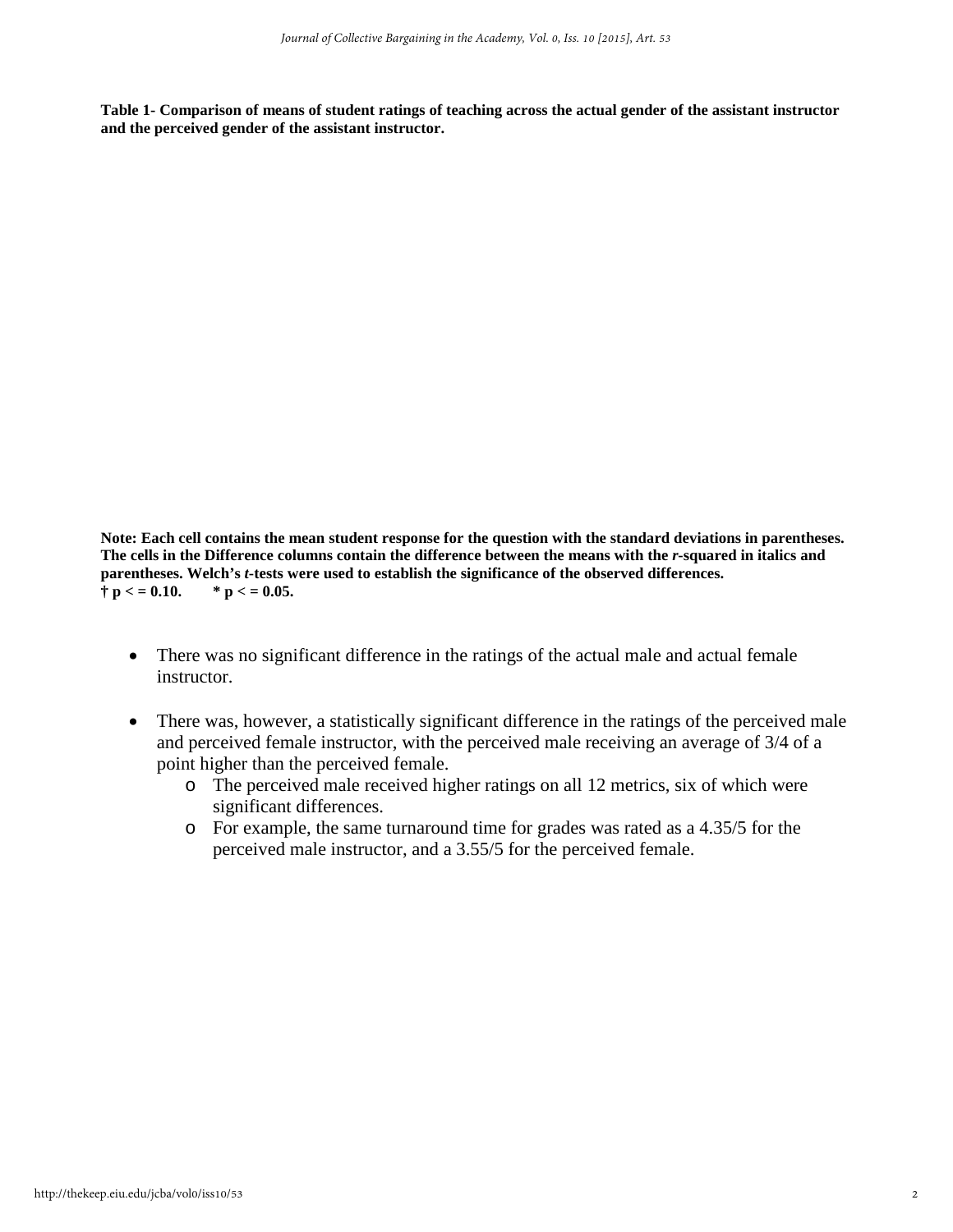**Table 1- Comparison of means of student ratings of teaching across the actual gender of the assistant instructor and the perceived gender of the assistant instructor.**

**Note: Each cell contains the mean student response for the question with the standard deviations in parentheses. The cells in the Difference columns contain the difference between the means with the *r*-squared in italics and parentheses. Welch's *t*-tests were used to establish the significance of the observed differences.**
**† p < = 0.10. * p < = 0.05.**

- There was no significant difference in the ratings of the actual male and actual female instructor.
- There was, however, a statistically significant difference in the ratings of the perceived male and perceived female instructor, with the perceived male receiving an average of 3/4 of a point higher than the perceived female.
    - The perceived male received higher ratings on all 12 metrics, six of which were significant differences.
    - For example, the same turnaround time for grades was rated as a 4.35/5 for the perceived male instructor, and a 3.55/5 for the perceived female.